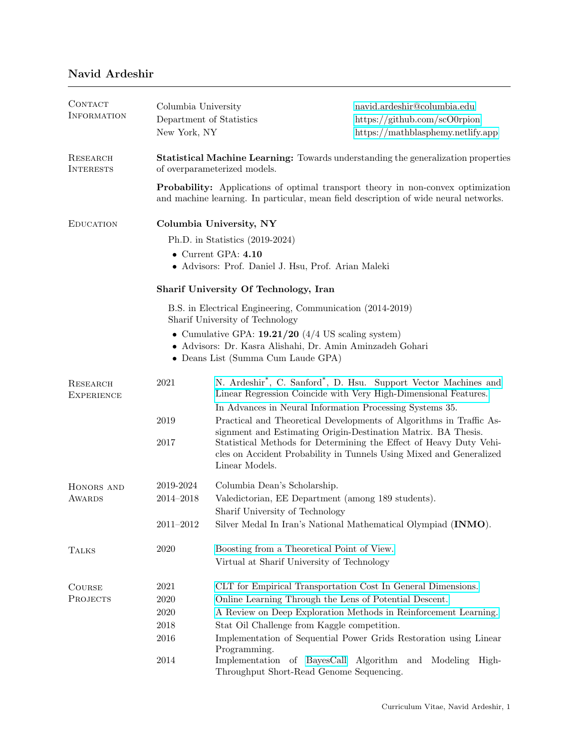# Navid Ardeshir

## Contact Information

Columbia University
Department of Statistics
New York, NY

navid.ardeshir@columbia.edu
https://github.com/scO0rpion
https://mathblasphemy.netlify.app

## Research Interests

**Statistical Machine Learning:** Towards understanding the generalization properties of overparameterized models.

**Probability:** Applications of optimal transport theory in non-convex optimization and machine learning. In particular, mean field description of wide neural networks.

## Education

### Columbia University, NY

Ph.D. in Statistics (2019-2024)

- Current GPA: **4.10**
- Advisors: Prof. Daniel J. Hsu, Prof. Arian Maleki

### Sharif University Of Technology, Iran

B.S. in Electrical Engineering, Communication (2014-2019)
Sharif University of Technology

- Cumulative GPA: **19.21/20** (4/4 US scaling system)
- Advisors: Dr. Kasra Alishahi, Dr. Amin Aminzadeh Gohari
- Deans List (Summa Cum Laude GPA)

## Research Experience

| Year | Description |
|---|---|
| 2021 | N. Ardeshir*, C. Sanford*, D. Hsu. Support Vector Machines and Linear Regression Coincide with Very High-Dimensional Features. In Advances in Neural Information Processing Systems 35. |
| 2019 | Practical and Theoretical Developments of Algorithms in Traffic Assignment and Estimating Origin-Destination Matrix. BA Thesis. |
| 2017 | Statistical Methods for Determining the Effect of Heavy Duty Vehicles on Accident Probability in Tunnels Using Mixed and Generalized Linear Models. |

## Honors and Awards

| Year | Description |
|---|---|
| 2019-2024 | Columbia Dean's Scholarship. |
| 2014–2018 | Valedictorian, EE Department (among 189 students). Sharif University of Technology |
| 2011–2012 | Silver Medal In Iran's National Mathematical Olympiad (**INMO**). |

## Talks

| Year | Description |
|---|---|
| 2020 | Boosting from a Theoretical Point of View. Virtual at Sharif University of Technology |

## Course Projects

| Year | Description |
|---|---|
| 2021 | CLT for Empirical Transportation Cost In General Dimensions. |
| 2020 | Online Learning Through the Lens of Potential Descent. |
| 2020 | A Review on Deep Exploration Methods in Reinforcement Learning. |
| 2018 | Stat Oil Challenge from Kaggle competition. |
| 2016 | Implementation of Sequential Power Grids Restoration using Linear Programming. |
| 2014 | Implementation of BayesCall Algorithm and Modeling High-Throughput Short-Read Genome Sequencing. |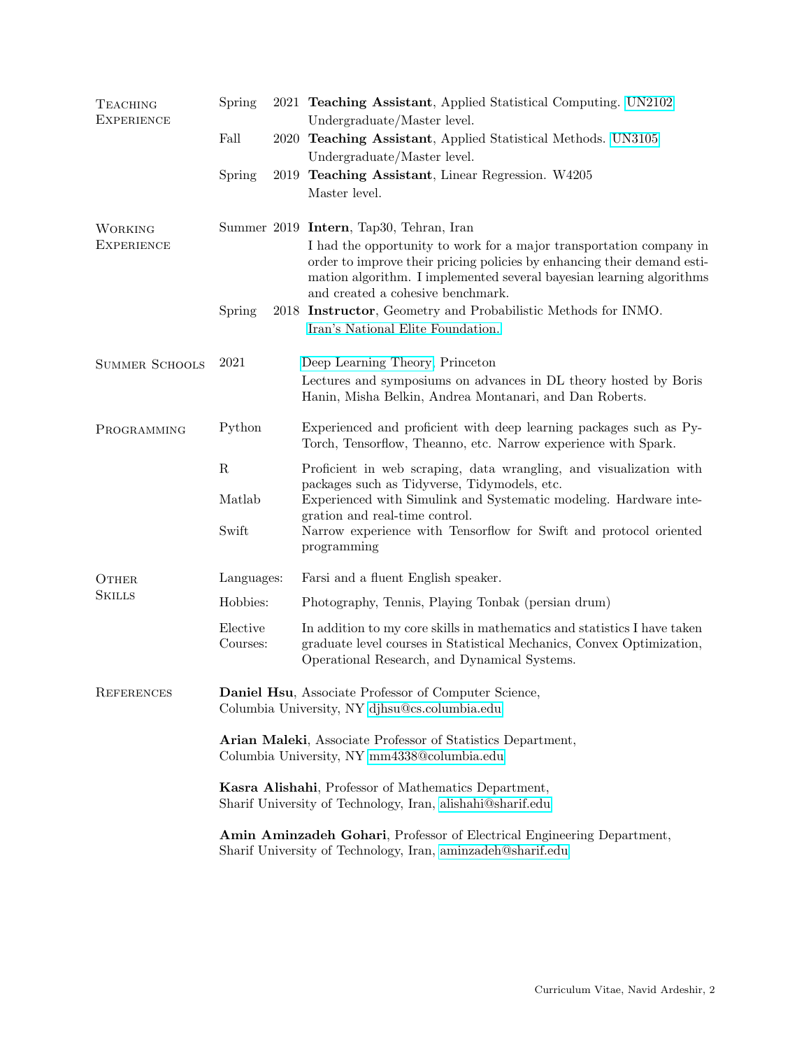## Teaching Experience

**Spring 2021** — **Teaching Assistant**, Applied Statistical Computing. UN2102
Undergraduate/Master level.

**Fall 2020** — **Teaching Assistant**, Applied Statistical Methods. UN3105
Undergraduate/Master level.

**Spring 2019** — **Teaching Assistant**, Linear Regression. W4205
Master level.

## Working Experience

**Summer 2019** — **Intern**, Tap30, Tehran, Iran
I had the opportunity to work for a major transportation company in order to improve their pricing policies by enhancing their demand estimation algorithm. I implemented several bayesian learning algorithms and created a cohesive benchmark.

**Spring 2018** — **Instructor**, Geometry and Probabilistic Methods for INMO.
Iran's National Elite Foundation.

## Summer Schools

**2021** — Deep Learning Theory, Princeton
Lectures and symposiums on advances in DL theory hosted by Boris Hanin, Misha Belkin, Andrea Montanari, and Dan Roberts.

## Programming

**Python** — Experienced and proficient with deep learning packages such as PyTorch, Tensorflow, Theanno, etc. Narrow experience with Spark.

**R** — Proficient in web scraping, data wrangling, and visualization with packages such as Tidyverse, Tidymodels, etc.

**Matlab** — Experienced with Simulink and Systematic modeling. Hardware integration and real-time control.

**Swift** — Narrow experience with Tensorflow for Swift and protocol oriented programming

## Other Skills

**Languages:** Farsi and a fluent English speaker.

**Hobbies:** Photography, Tennis, Playing Tonbak (persian drum)

**Elective Courses:** In addition to my core skills in mathematics and statistics I have taken graduate level courses in Statistical Mechanics, Convex Optimization, Operational Research, and Dynamical Systems.

## References

**Daniel Hsu**, Associate Professor of Computer Science,
Columbia University, NY djhsu@cs.columbia.edu

**Arian Maleki**, Associate Professor of Statistics Department,
Columbia University, NY mm4338@columbia.edu

**Kasra Alishahi**, Professor of Mathematics Department,
Sharif University of Technology, Iran, alishahi@sharif.edu

**Amin Aminzadeh Gohari**, Professor of Electrical Engineering Department,
Sharif University of Technology, Iran, aminzadeh@sharif.edu